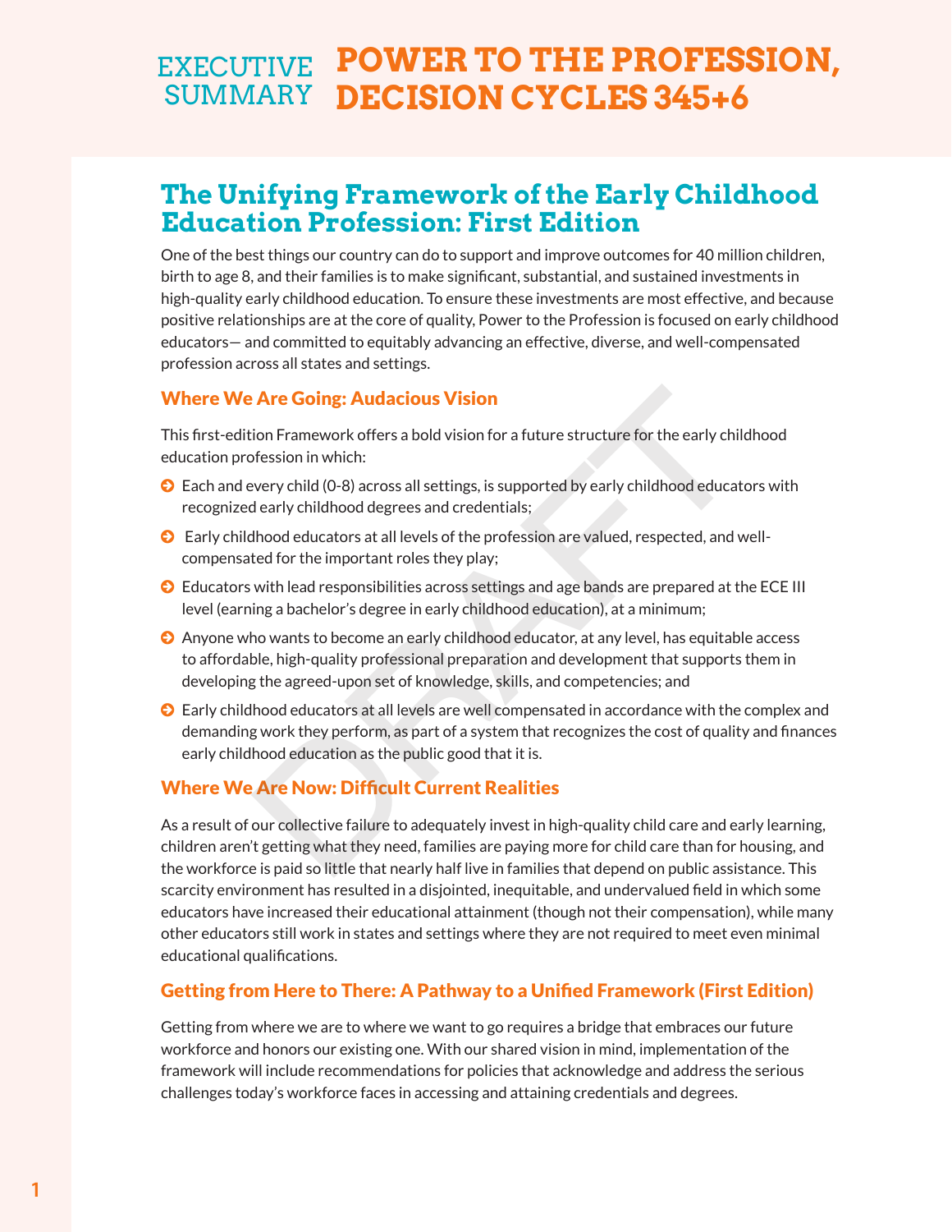# EXECUTIVE SUMMARY — POWER TO THE PROFESSION, DECISION CYCLES 345+6

## The Unifying Framework of the Early Childhood Education Profession: First Edition

One of the best things our country can do to support and improve outcomes for 40 million children, birth to age 8, and their families is to make significant, substantial, and sustained investments in high-quality early childhood education. To ensure these investments are most effective, and because positive relationships are at the core of quality, Power to the Profession is focused on early childhood educators— and committed to equitably advancing an effective, diverse, and well-compensated profession across all states and settings.

### Where We Are Going: Audacious Vision

This first-edition Framework offers a bold vision for a future structure for the early childhood education profession in which:

- Each and every child (0-8) across all settings, is supported by early childhood educators with recognized early childhood degrees and credentials;
- Early childhood educators at all levels of the profession are valued, respected, and well-compensated for the important roles they play;
- Educators with lead responsibilities across settings and age bands are prepared at the ECE III level (earning a bachelor's degree in early childhood education), at a minimum;
- Anyone who wants to become an early childhood educator, at any level, has equitable access to affordable, high-quality professional preparation and development that supports them in developing the agreed-upon set of knowledge, skills, and competencies; and
- Early childhood educators at all levels are well compensated in accordance with the complex and demanding work they perform, as part of a system that recognizes the cost of quality and finances early childhood education as the public good that it is.

### Where We Are Now: Difficult Current Realities

As a result of our collective failure to adequately invest in high-quality child care and early learning, children aren't getting what they need, families are paying more for child care than for housing, and the workforce is paid so little that nearly half live in families that depend on public assistance. This scarcity environment has resulted in a disjointed, inequitable, and undervalued field in which some educators have increased their educational attainment (though not their compensation), while many other educators still work in states and settings where they are not required to meet even minimal educational qualifications.

### Getting from Here to There: A Pathway to a Unified Framework (First Edition)

Getting from where we are to where we want to go requires a bridge that embraces our future workforce and honors our existing one. With our shared vision in mind, implementation of the framework will include recommendations for policies that acknowledge and address the serious challenges today's workforce faces in accessing and attaining credentials and degrees.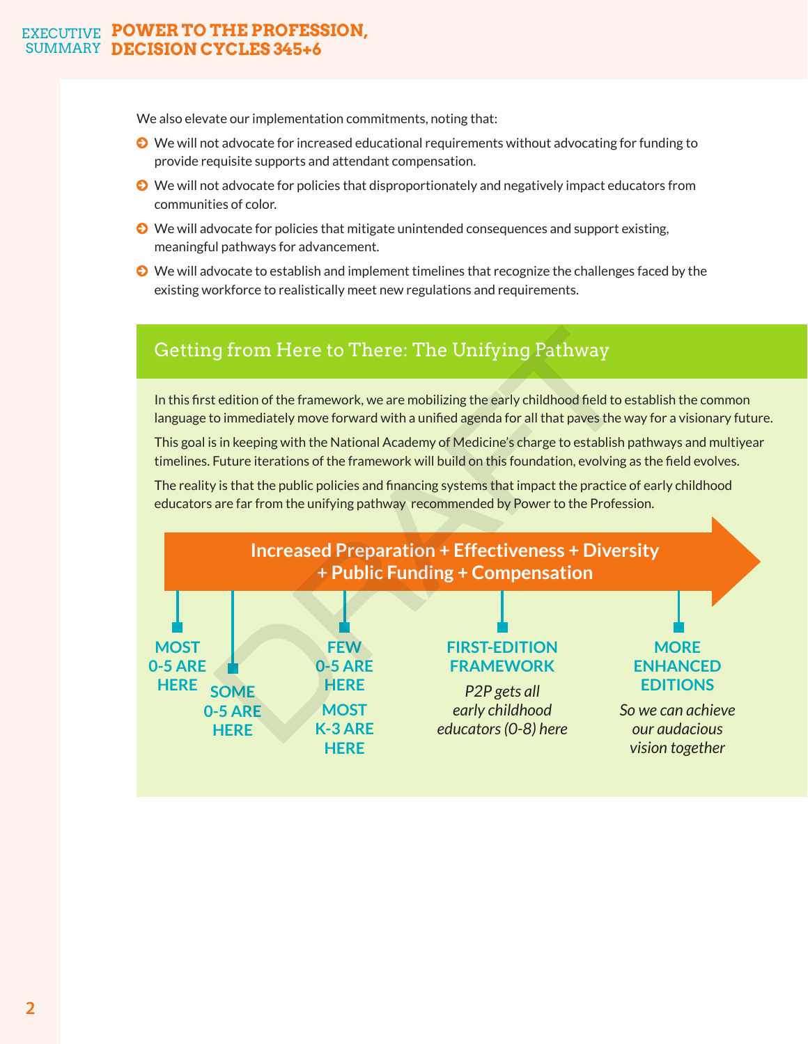We also elevate our implementation commitments, noting that:

- We will not advocate for increased educational requirements without advocating for funding to provide requisite supports and attendant compensation.
- We will not advocate for policies that disproportionately and negatively impact educators from communities of color.
- We will advocate for policies that mitigate unintended consequences and support existing, meaningful pathways for advancement.
- We will advocate to establish and implement timelines that recognize the challenges faced by the existing workforce to realistically meet new regulations and requirements.

## Getting from Here to There: The Unifying Pathway

In this first edition of the framework, we are mobilizing the early childhood field to establish the common language to immediately move forward with a unified agenda for all that paves the way for a visionary future.

This goal is in keeping with the National Academy of Medicine's charge to establish pathways and multiyear timelines. Future iterations of the framework will build on this foundation, evolving as the field evolves.

The reality is that the public policies and financing systems that impact the practice of early childhood educators are far from the unifying pathway recommended by Power to the Profession.

**Increased Preparation + Effectiveness + Diversity + Public Funding + Compensation**

- **MOST 0-5 ARE HERE**
- **SOME 0-5 ARE HERE**
- **FEW 0-5 ARE HERE** / **MOST K-3 ARE HERE**
- **FIRST-EDITION FRAMEWORK** — *P2P gets all early childhood educators (0-8) here*
- **MORE ENHANCED EDITIONS** — *So we can achieve our audacious vision together*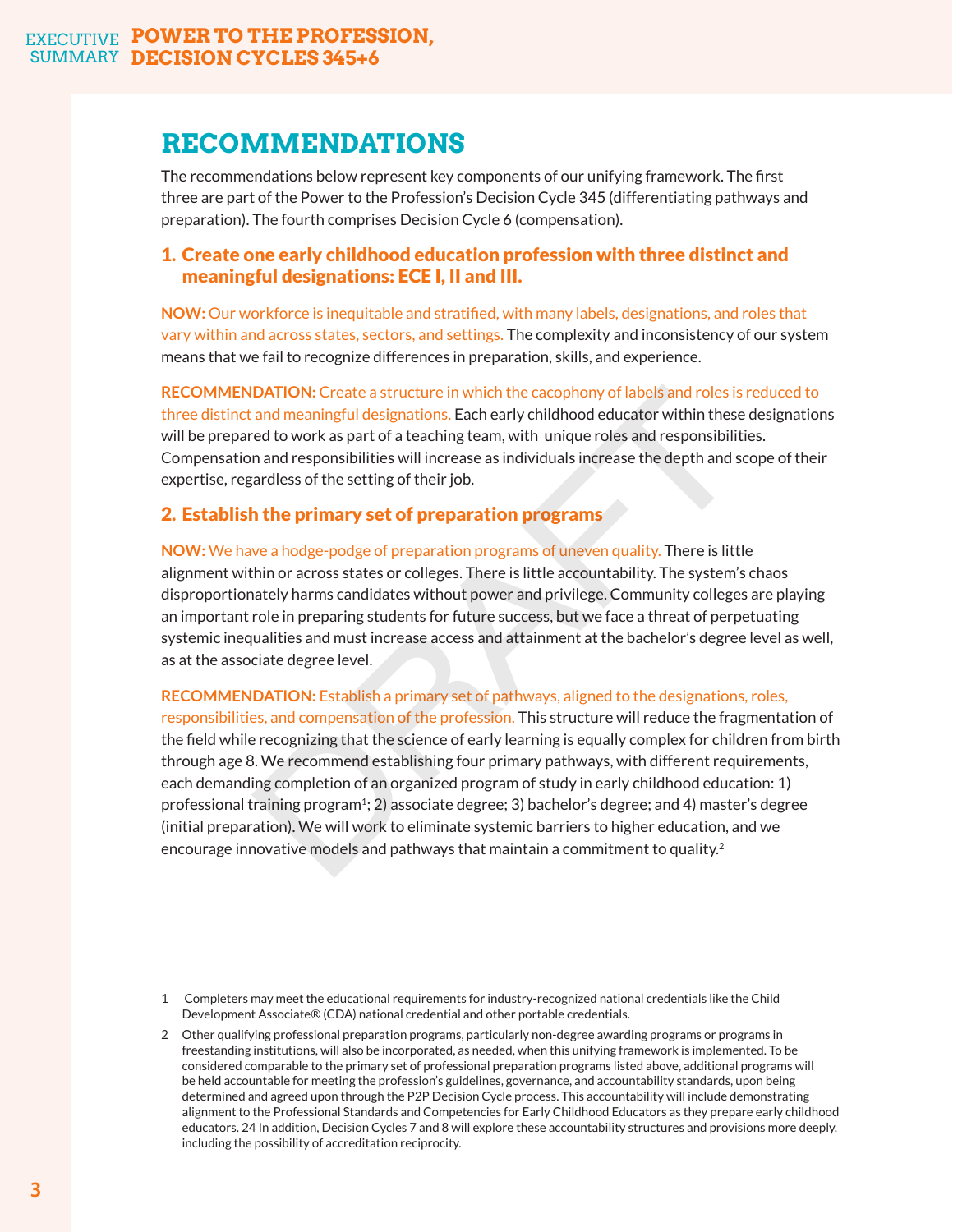## RECOMMENDATIONS

The recommendations below represent key components of our unifying framework. The first three are part of the Power to the Profession's Decision Cycle 345 (differentiating pathways and preparation). The fourth comprises Decision Cycle 6 (compensation).

### 1. Create one early childhood education profession with three distinct and meaningful designations: ECE I, II and III.

**NOW:** Our workforce is inequitable and stratified, with many labels, designations, and roles that vary within and across states, sectors, and settings. The complexity and inconsistency of our system means that we fail to recognize differences in preparation, skills, and experience.

**RECOMMENDATION:** Create a structure in which the cacophony of labels and roles is reduced to three distinct and meaningful designations. Each early childhood educator within these designations will be prepared to work as part of a teaching team, with unique roles and responsibilities. Compensation and responsibilities will increase as individuals increase the depth and scope of their expertise, regardless of the setting of their job.

### 2. Establish the primary set of preparation programs

**NOW:** We have a hodge-podge of preparation programs of uneven quality. There is little alignment within or across states or colleges. There is little accountability. The system's chaos disproportionately harms candidates without power and privilege. Community colleges are playing an important role in preparing students for future success, but we face a threat of perpetuating systemic inequalities and must increase access and attainment at the bachelor's degree level as well, as at the associate degree level.

**RECOMMENDATION:** Establish a primary set of pathways, aligned to the designations, roles, responsibilities, and compensation of the profession. This structure will reduce the fragmentation of the field while recognizing that the science of early learning is equally complex for children from birth through age 8. We recommend establishing four primary pathways, with different requirements, each demanding completion of an organized program of study in early childhood education: 1) professional training program[1]; 2) associate degree; 3) bachelor's degree; and 4) master's degree (initial preparation). We will work to eliminate systemic barriers to higher education, and we encourage innovative models and pathways that maintain a commitment to quality.[2]

---

1 Completers may meet the educational requirements for industry-recognized national credentials like the Child Development Associate® (CDA) national credential and other portable credentials.

2 Other qualifying professional preparation programs, particularly non-degree awarding programs or programs in freestanding institutions, will also be incorporated, as needed, when this unifying framework is implemented. To be considered comparable to the primary set of professional preparation programs listed above, additional programs will be held accountable for meeting the profession's guidelines, governance, and accountability standards, upon being determined and agreed upon through the P2P Decision Cycle process. This accountability will include demonstrating alignment to the Professional Standards and Competencies for Early Childhood Educators as they prepare early childhood educators. 24 In addition, Decision Cycles 7 and 8 will explore these accountability structures and provisions more deeply, including the possibility of accreditation reciprocity.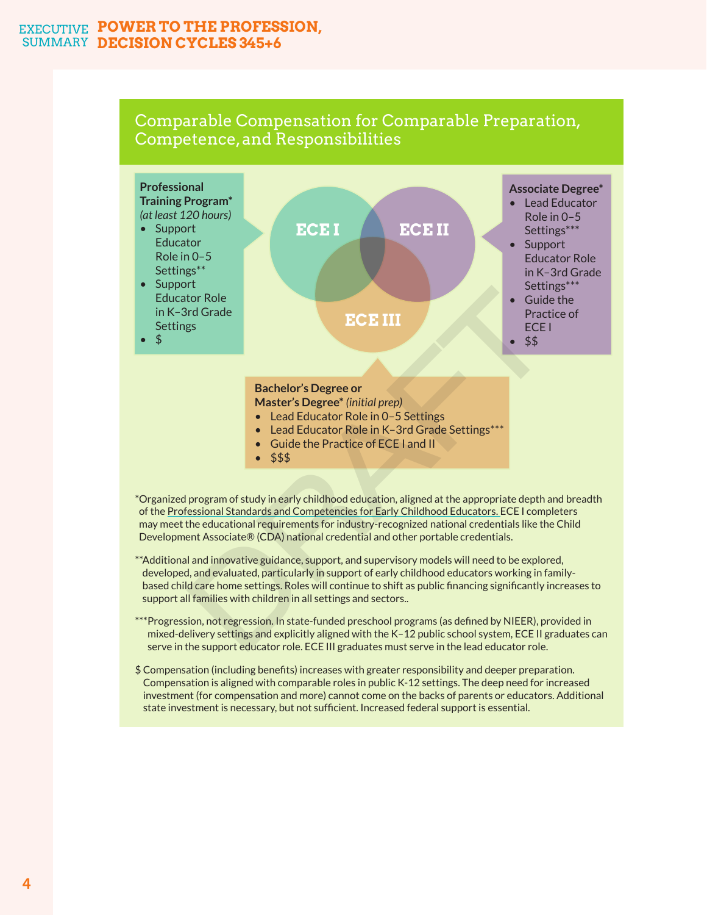## Comparable Compensation for Comparable Preparation, Competence, and Responsibilities

ECE I · ECE II · ECE III

**Professional Training Program*** *(at least 120 hours)*

- Support Educator Role in 0–5 Settings**
- Support Educator Role in K–3rd Grade Settings
- $

**Associate Degree***

- Lead Educator Role in 0–5 Settings***
- Support Educator Role in K–3rd Grade Settings***
- Guide the Practice of ECE I
- $$

**Bachelor's Degree or Master's Degree*** *(initial prep)*

- Lead Educator Role in 0–5 Settings
- Lead Educator Role in K–3rd Grade Settings***
- Guide the Practice of ECE I and II
- $$$

*Organized program of study in early childhood education, aligned at the appropriate depth and breadth of the Professional Standards and Competencies for Early Childhood Educators. ECE I completers may meet the educational requirements for industry-recognized national credentials like the Child Development Associate® (CDA) national credential and other portable credentials.

**Additional and innovative guidance, support, and supervisory models will need to be explored, developed, and evaluated, particularly in support of early childhood educators working in family-based child care home settings. Roles will continue to shift as public financing significantly increases to support all families with children in all settings and sectors..

***Progression, not regression. In state-funded preschool programs (as defined by NIEER), provided in mixed-delivery settings and explicitly aligned with the K–12 public school system, ECE II graduates can serve in the support educator role. ECE III graduates must serve in the lead educator role.

$ Compensation (including benefits) increases with greater responsibility and deeper preparation. Compensation is aligned with comparable roles in public K-12 settings. The deep need for increased investment (for compensation and more) cannot come on the backs of parents or educators. Additional state investment is necessary, but not sufficient. Increased federal support is essential.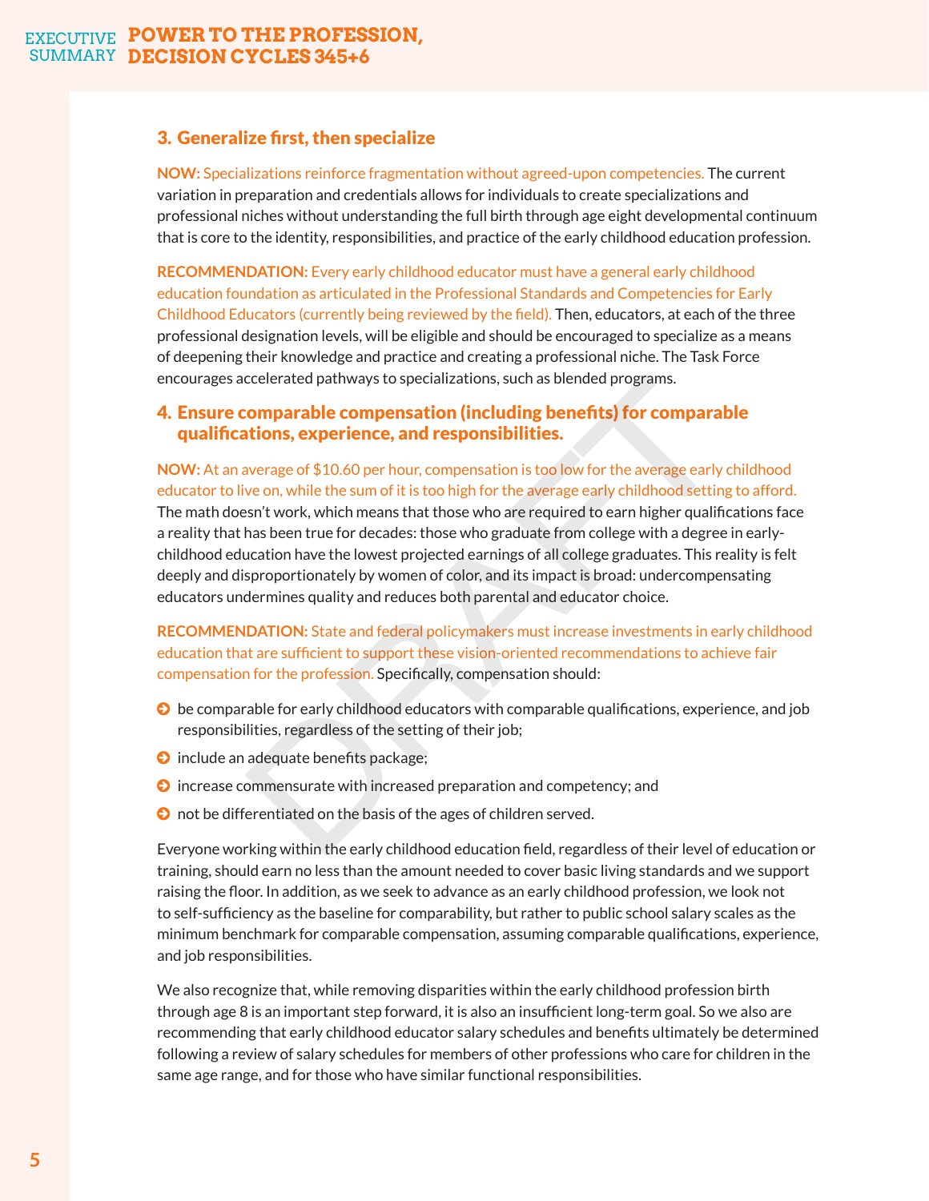## 3. Generalize first, then specialize

**NOW:** Specializations reinforce fragmentation without agreed-upon competencies. The current variation in preparation and credentials allows for individuals to create specializations and professional niches without understanding the full birth through age eight developmental continuum that is core to the identity, responsibilities, and practice of the early childhood education profession.

**RECOMMENDATION:** Every early childhood educator must have a general early childhood education foundation as articulated in the Professional Standards and Competencies for Early Childhood Educators (currently being reviewed by the field). Then, educators, at each of the three professional designation levels, will be eligible and should be encouraged to specialize as a means of deepening their knowledge and practice and creating a professional niche. The Task Force encourages accelerated pathways to specializations, such as blended programs.

## 4. Ensure comparable compensation (including benefits) for comparable qualifications, experience, and responsibilities.

**NOW:** At an average of $10.60 per hour, compensation is too low for the average early childhood educator to live on, while the sum of it is too high for the average early childhood setting to afford. The math doesn't work, which means that those who are required to earn higher qualifications face a reality that has been true for decades: those who graduate from college with a degree in early-childhood education have the lowest projected earnings of all college graduates. This reality is felt deeply and disproportionately by women of color, and its impact is broad: undercompensating educators undermines quality and reduces both parental and educator choice.

**RECOMMENDATION:** State and federal policymakers must increase investments in early childhood education that are sufficient to support these vision-oriented recommendations to achieve fair compensation for the profession. Specifically, compensation should:

- be comparable for early childhood educators with comparable qualifications, experience, and job responsibilities, regardless of the setting of their job;
- include an adequate benefits package;
- increase commensurate with increased preparation and competency; and
- not be differentiated on the basis of the ages of children served.

Everyone working within the early childhood education field, regardless of their level of education or training, should earn no less than the amount needed to cover basic living standards and we support raising the floor. In addition, as we seek to advance as an early childhood profession, we look not to self-sufficiency as the baseline for comparability, but rather to public school salary scales as the minimum benchmark for comparable compensation, assuming comparable qualifications, experience, and job responsibilities.

We also recognize that, while removing disparities within the early childhood profession birth through age 8 is an important step forward, it is also an insufficient long-term goal. So we also are recommending that early childhood educator salary schedules and benefits ultimately be determined following a review of salary schedules for members of other professions who care for children in the same age range, and for those who have similar functional responsibilities.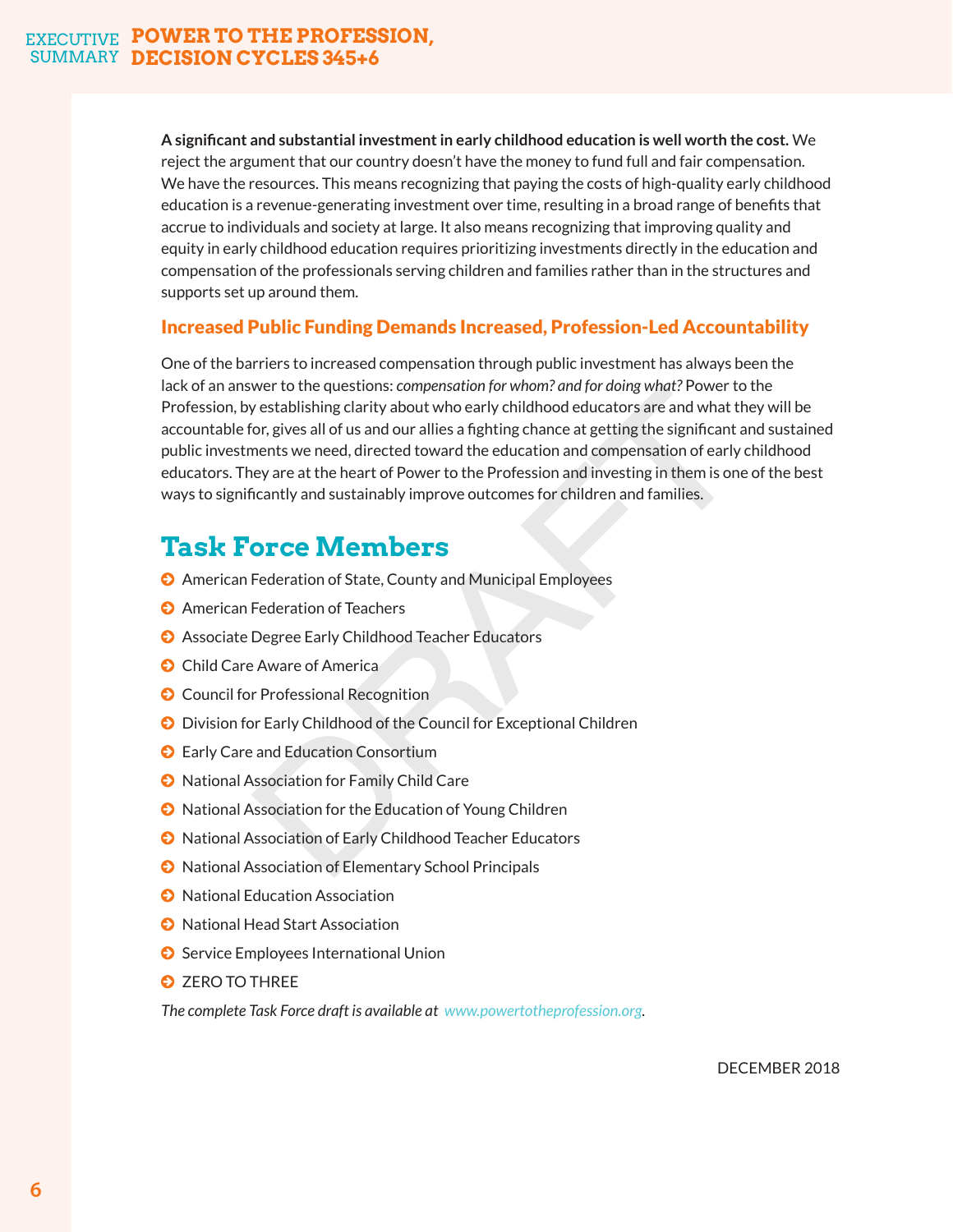**A significant and substantial investment in early childhood education is well worth the cost.** We reject the argument that our country doesn't have the money to fund full and fair compensation. We have the resources. This means recognizing that paying the costs of high-quality early childhood education is a revenue-generating investment over time, resulting in a broad range of benefits that accrue to individuals and society at large. It also means recognizing that improving quality and equity in early childhood education requires prioritizing investments directly in the education and compensation of the professionals serving children and families rather than in the structures and supports set up around them.

### Increased Public Funding Demands Increased, Profession-Led Accountability

One of the barriers to increased compensation through public investment has always been the lack of an answer to the questions: *compensation for whom? and for doing what?* Power to the Profession, by establishing clarity about who early childhood educators are and what they will be accountable for, gives all of us and our allies a fighting chance at getting the significant and sustained public investments we need, directed toward the education and compensation of early childhood educators. They are at the heart of Power to the Profession and investing in them is one of the best ways to significantly and sustainably improve outcomes for children and families.

## Task Force Members

- American Federation of State, County and Municipal Employees
- American Federation of Teachers
- Associate Degree Early Childhood Teacher Educators
- Child Care Aware of America
- Council for Professional Recognition
- Division for Early Childhood of the Council for Exceptional Children
- Early Care and Education Consortium
- National Association for Family Child Care
- National Association for the Education of Young Children
- National Association of Early Childhood Teacher Educators
- National Association of Elementary School Principals
- National Education Association
- National Head Start Association
- Service Employees International Union
- ZERO TO THREE

*The complete Task Force draft is available at www.powertotheprofession.org.*

DECEMBER 2018